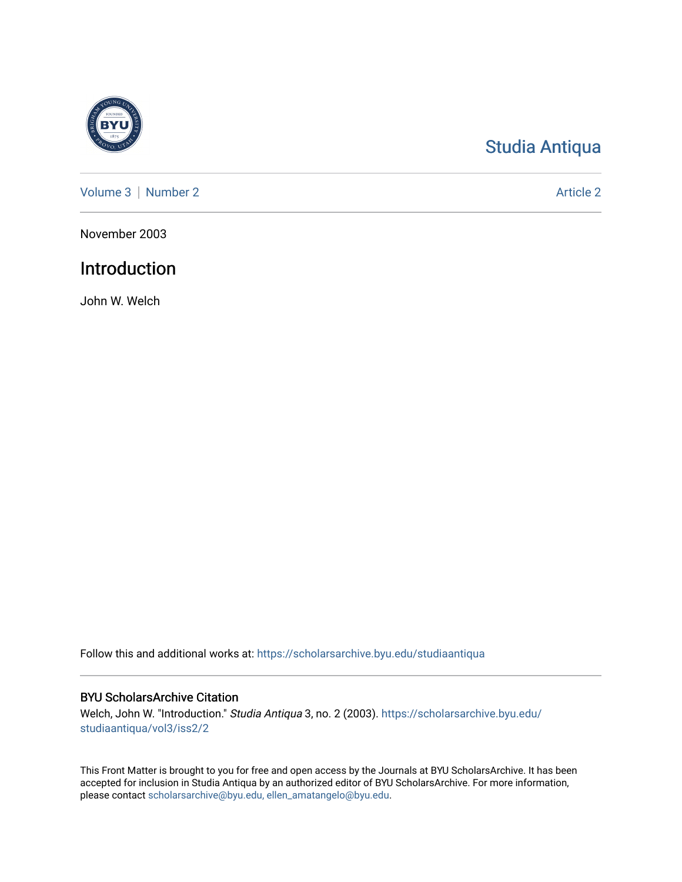Studia Antiqua

Volume 3 | Number 2

Article 2

November 2003

# Introduction

John W. Welch

Follow this and additional works at: https://scholarsarchive.byu.edu/studiaantiqua

## BYU ScholarsArchive Citation

Welch, John W. "Introduction." *Studia Antiqua* 3, no. 2 (2003). https://scholarsarchive.byu.edu/studiaantiqua/vol3/iss2/2

This Front Matter is brought to you for free and open access by the Journals at BYU ScholarsArchive. It has been accepted for inclusion in Studia Antiqua by an authorized editor of BYU ScholarsArchive. For more information, please contact scholarsarchive@byu.edu, ellen_amatangelo@byu.edu.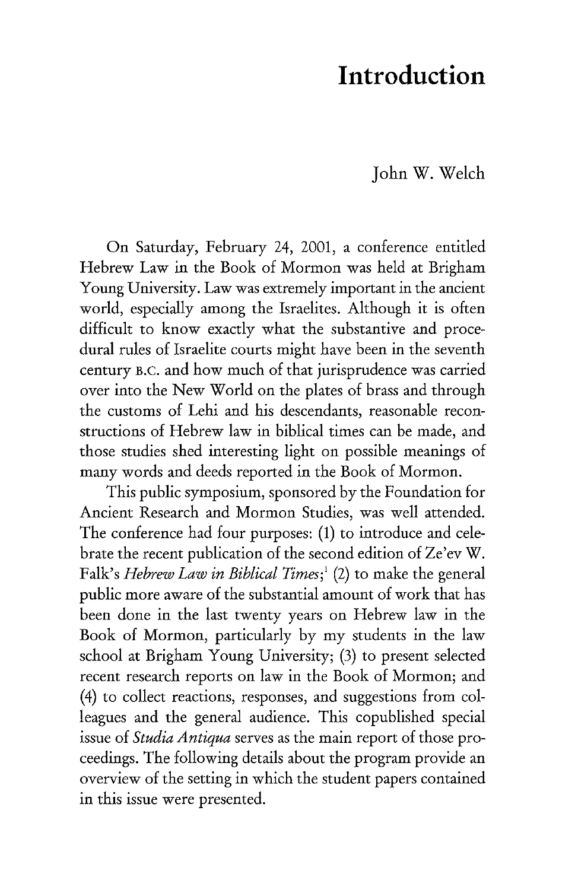# Introduction

John W. Welch

On Saturday, February 24, 2001, a conference entitled Hebrew Law in the Book of Mormon was held at Brigham Young University. Law was extremely important in the ancient world, especially among the Israelites. Although it is often difficult to know exactly what the substantive and procedural rules of Israelite courts might have been in the seventh century B.C. and how much of that jurisprudence was carried over into the New World on the plates of brass and through the customs of Lehi and his descendants, reasonable reconstructions of Hebrew law in biblical times can be made, and those studies shed interesting light on possible meanings of many words and deeds reported in the Book of Mormon.

This public symposium, sponsored by the Foundation for Ancient Research and Mormon Studies, was well attended. The conference had four purposes: (1) to introduce and celebrate the recent publication of the second edition of Ze'ev W. Falk's *Hebrew Law in Biblical Times*;[1] (2) to make the general public more aware of the substantial amount of work that has been done in the last twenty years on Hebrew law in the Book of Mormon, particularly by my students in the law school at Brigham Young University; (3) to present selected recent research reports on law in the Book of Mormon; and (4) to collect reactions, responses, and suggestions from colleagues and the general audience. This copublished special issue of *Studia Antiqua* serves as the main report of those proceedings. The following details about the program provide an overview of the setting in which the student papers contained in this issue were presented.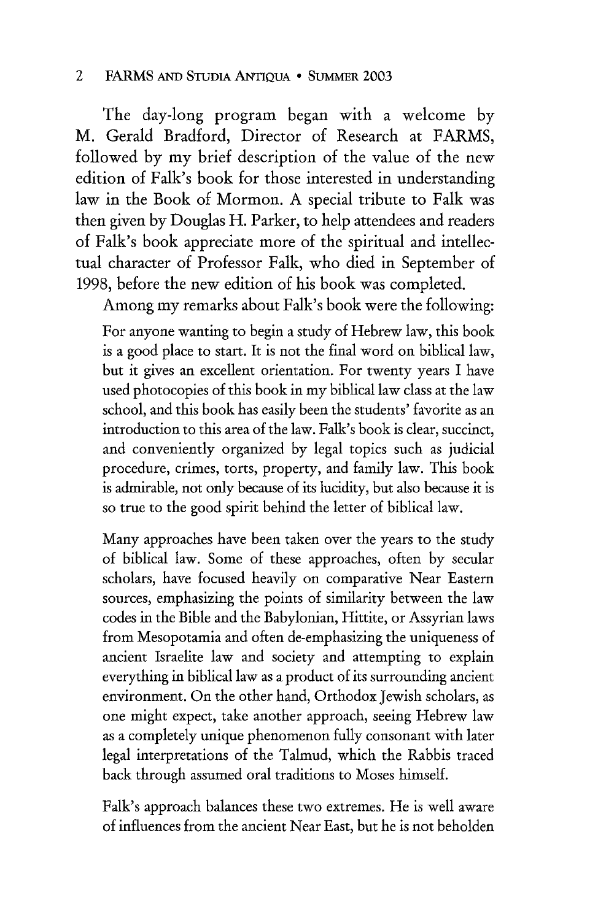The day-long program began with a welcome by M. Gerald Bradford, Director of Research at FARMS, followed by my brief description of the value of the new edition of Falk's book for those interested in understanding law in the Book of Mormon. A special tribute to Falk was then given by Douglas H. Parker, to help attendees and readers of Falk's book appreciate more of the spiritual and intellectual character of Professor Falk, who died in September of 1998, before the new edition of his book was completed.

Among my remarks about Falk's book were the following:

> For anyone wanting to begin a study of Hebrew law, this book is a good place to start. It is not the final word on biblical law, but it gives an excellent orientation. For twenty years I have used photocopies of this book in my biblical law class at the law school, and this book has easily been the students' favorite as an introduction to this area of the law. Falk's book is clear, succinct, and conveniently organized by legal topics such as judicial procedure, crimes, torts, property, and family law. This book is admirable, not only because of its lucidity, but also because it is so true to the good spirit behind the letter of biblical law.
>
> Many approaches have been taken over the years to the study of biblical law. Some of these approaches, often by secular scholars, have focused heavily on comparative Near Eastern sources, emphasizing the points of similarity between the law codes in the Bible and the Babylonian, Hittite, or Assyrian laws from Mesopotamia and often de-emphasizing the uniqueness of ancient Israelite law and society and attempting to explain everything in biblical law as a product of its surrounding ancient environment. On the other hand, Orthodox Jewish scholars, as one might expect, take another approach, seeing Hebrew law as a completely unique phenomenon fully consonant with later legal interpretations of the Talmud, which the Rabbis traced back through assumed oral traditions to Moses himself.
>
> Falk's approach balances these two extremes. He is well aware of influences from the ancient Near East, but he is not beholden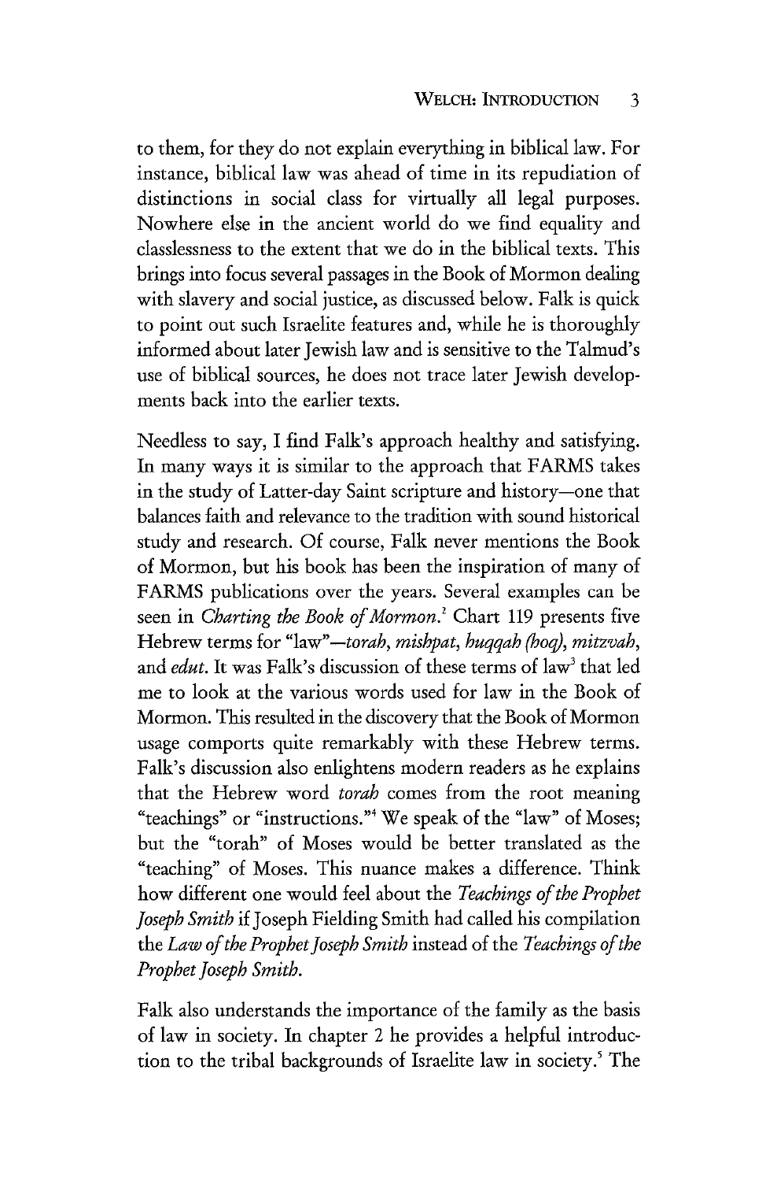to them, for they do not explain everything in biblical law. For instance, biblical law was ahead of time in its repudiation of distinctions in social class for virtually all legal purposes. Nowhere else in the ancient world do we find equality and classlessness to the extent that we do in the biblical texts. This brings into focus several passages in the Book of Mormon dealing with slavery and social justice, as discussed below. Falk is quick to point out such Israelite features and, while he is thoroughly informed about later Jewish law and is sensitive to the Talmud's use of biblical sources, he does not trace later Jewish developments back into the earlier texts.

Needless to say, I find Falk's approach healthy and satisfying. In many ways it is similar to the approach that FARMS takes in the study of Latter-day Saint scripture and history—one that balances faith and relevance to the tradition with sound historical study and research. Of course, Falk never mentions the Book of Mormon, but his book has been the inspiration of many of FARMS publications over the years. Several examples can be seen in *Charting the Book of Mormon*.[2] Chart 119 presents five Hebrew terms for "law"—*torah*, *mishpat*, *huqqah (hoq)*, *mitzvah*, and *edut*. It was Falk's discussion of these terms of law[3] that led me to look at the various words used for law in the Book of Mormon. This resulted in the discovery that the Book of Mormon usage comports quite remarkably with these Hebrew terms. Falk's discussion also enlightens modern readers as he explains that the Hebrew word *torah* comes from the root meaning "teachings" or "instructions."[4] We speak of the "law" of Moses; but the "torah" of Moses would be better translated as the "teaching" of Moses. This nuance makes a difference. Think how different one would feel about the *Teachings of the Prophet Joseph Smith* if Joseph Fielding Smith had called his compilation the *Law of the Prophet Joseph Smith* instead of the *Teachings of the Prophet Joseph Smith*.

Falk also understands the importance of the family as the basis of law in society. In chapter 2 he provides a helpful introduction to the tribal backgrounds of Israelite law in society.[5] The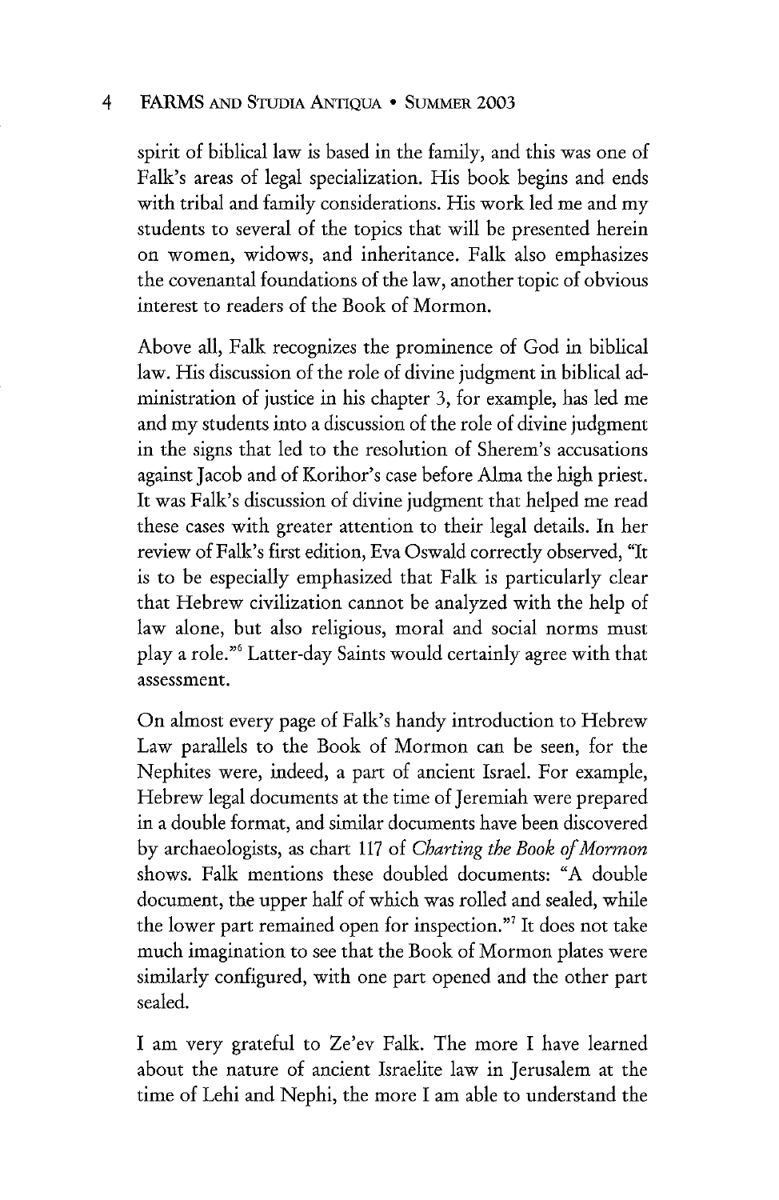spirit of biblical law is based in the family, and this was one of Falk's areas of legal specialization. His book begins and ends with tribal and family considerations. His work led me and my students to several of the topics that will be presented herein on women, widows, and inheritance. Falk also emphasizes the covenantal foundations of the law, another topic of obvious interest to readers of the Book of Mormon.

Above all, Falk recognizes the prominence of God in biblical law. His discussion of the role of divine judgment in biblical administration of justice in his chapter 3, for example, has led me and my students into a discussion of the role of divine judgment in the signs that led to the resolution of Sherem's accusations against Jacob and of Korihor's case before Alma the high priest. It was Falk's discussion of divine judgment that helped me read these cases with greater attention to their legal details. In her review of Falk's first edition, Eva Oswald correctly observed, "It is to be especially emphasized that Falk is particularly clear that Hebrew civilization cannot be analyzed with the help of law alone, but also religious, moral and social norms must play a role."[6] Latter-day Saints would certainly agree with that assessment.

On almost every page of Falk's handy introduction to Hebrew Law parallels to the Book of Mormon can be seen, for the Nephites were, indeed, a part of ancient Israel. For example, Hebrew legal documents at the time of Jeremiah were prepared in a double format, and similar documents have been discovered by archaeologists, as chart 117 of *Charting the Book of Mormon* shows. Falk mentions these doubled documents: "A double document, the upper half of which was rolled and sealed, while the lower part remained open for inspection."[7] It does not take much imagination to see that the Book of Mormon plates were similarly configured, with one part opened and the other part sealed.

I am very grateful to Ze'ev Falk. The more I have learned about the nature of ancient Israelite law in Jerusalem at the time of Lehi and Nephi, the more I am able to understand the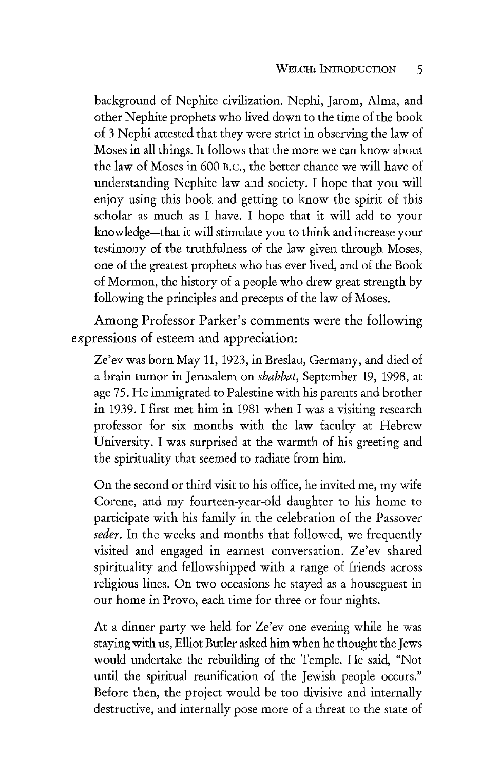> background of Nephite civilization. Nephi, Jarom, Alma, and other Nephite prophets who lived down to the time of the book of 3 Nephi attested that they were strict in observing the law of Moses in all things. It follows that the more we can know about the law of Moses in 600 B.C., the better chance we will have of understanding Nephite law and society. I hope that you will enjoy using this book and getting to know the spirit of this scholar as much as I have. I hope that it will add to your knowledge—that it will stimulate you to think and increase your testimony of the truthfulness of the law given through Moses, one of the greatest prophets who has ever lived, and of the Book of Mormon, the history of a people who drew great strength by following the principles and precepts of the law of Moses.

Among Professor Parker's comments were the following expressions of esteem and appreciation:

> Ze'ev was born May 11, 1923, in Breslau, Germany, and died of a brain tumor in Jerusalem on *shabbat*, September 19, 1998, at age 75. He immigrated to Palestine with his parents and brother in 1939. I first met him in 1981 when I was a visiting research professor for six months with the law faculty at Hebrew University. I was surprised at the warmth of his greeting and the spirituality that seemed to radiate from him.
>
> On the second or third visit to his office, he invited me, my wife Corene, and my fourteen-year-old daughter to his home to participate with his family in the celebration of the Passover *seder*. In the weeks and months that followed, we frequently visited and engaged in earnest conversation. Ze'ev shared spirituality and fellowshipped with a range of friends across religious lines. On two occasions he stayed as a houseguest in our home in Provo, each time for three or four nights.
>
> At a dinner party we held for Ze'ev one evening while he was staying with us, Elliot Butler asked him when he thought the Jews would undertake the rebuilding of the Temple. He said, "Not until the spiritual reunification of the Jewish people occurs." Before then, the project would be too divisive and internally destructive, and internally pose more of a threat to the state of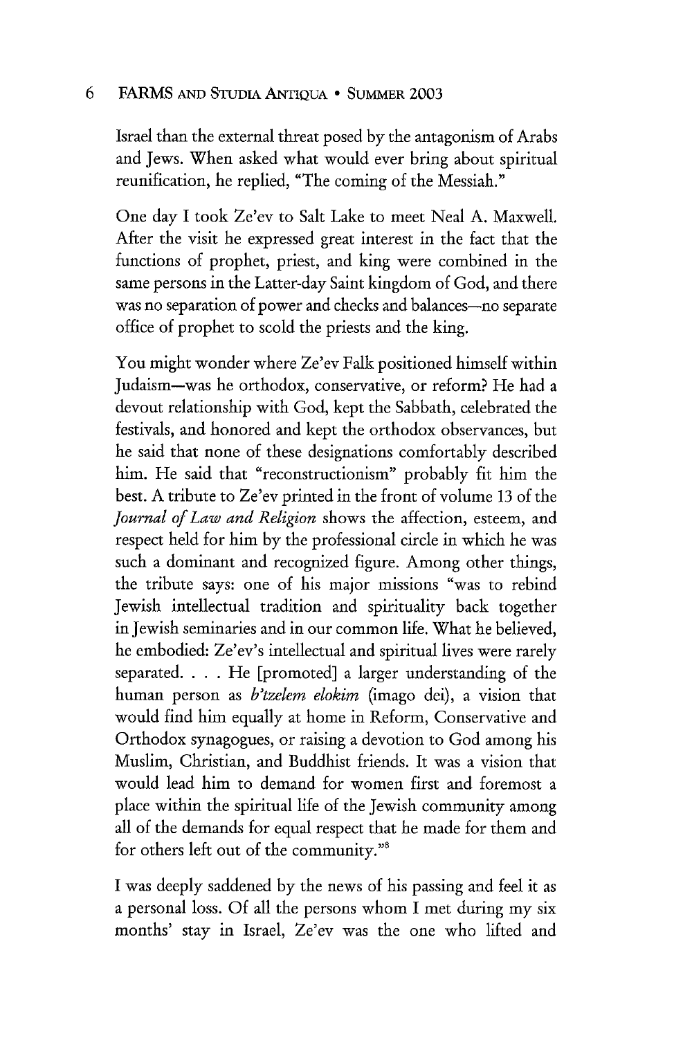Israel than the external threat posed by the antagonism of Arabs and Jews. When asked what would ever bring about spiritual reunification, he replied, "The coming of the Messiah."

One day I took Ze'ev to Salt Lake to meet Neal A. Maxwell. After the visit he expressed great interest in the fact that the functions of prophet, priest, and king were combined in the same persons in the Latter-day Saint kingdom of God, and there was no separation of power and checks and balances—no separate office of prophet to scold the priests and the king.

You might wonder where Ze'ev Falk positioned himself within Judaism—was he orthodox, conservative, or reform? He had a devout relationship with God, kept the Sabbath, celebrated the festivals, and honored and kept the orthodox observances, but he said that none of these designations comfortably described him. He said that "reconstructionism" probably fit him the best. A tribute to Ze'ev printed in the front of volume 13 of the *Journal of Law and Religion* shows the affection, esteem, and respect held for him by the professional circle in which he was such a dominant and recognized figure. Among other things, the tribute says: one of his major missions "was to rebind Jewish intellectual tradition and spirituality back together in Jewish seminaries and in our common life. What he believed, he embodied: Ze'ev's intellectual and spiritual lives were rarely separated. . . . He [promoted] a larger understanding of the human person as *b'tzelem elokim* (imago dei), a vision that would find him equally at home in Reform, Conservative and Orthodox synagogues, or raising a devotion to God among his Muslim, Christian, and Buddhist friends. It was a vision that would lead him to demand for women first and foremost a place within the spiritual life of the Jewish community among all of the demands for equal respect that he made for them and for others left out of the community."[8]

I was deeply saddened by the news of his passing and feel it as a personal loss. Of all the persons whom I met during my six months' stay in Israel, Ze'ev was the one who lifted and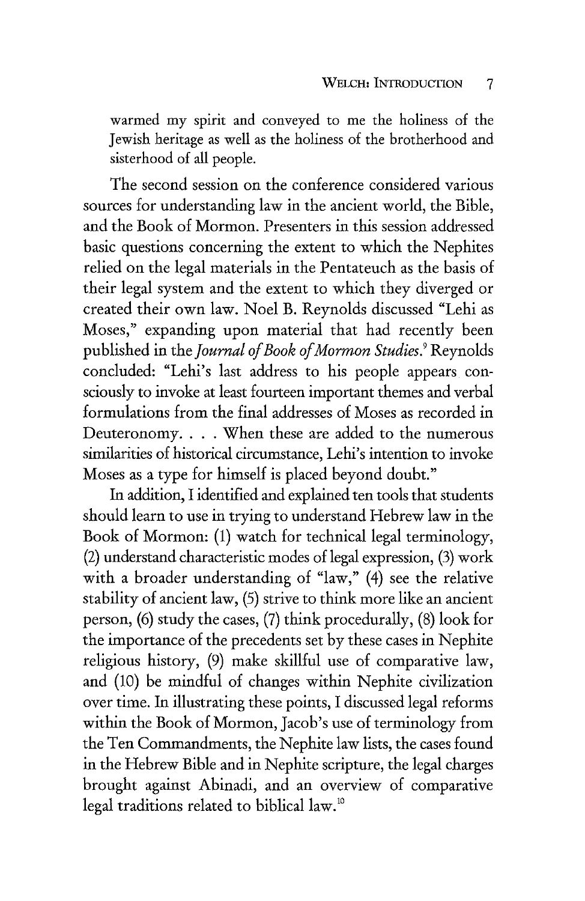warmed my spirit and conveyed to me the holiness of the Jewish heritage as well as the holiness of the brotherhood and sisterhood of all people.

The second session on the conference considered various sources for understanding law in the ancient world, the Bible, and the Book of Mormon. Presenters in this session addressed basic questions concerning the extent to which the Nephites relied on the legal materials in the Pentateuch as the basis of their legal system and the extent to which they diverged or created their own law. Noel B. Reynolds discussed "Lehi as Moses," expanding upon material that had recently been published in the *Journal of Book of Mormon Studies*.[9] Reynolds concluded: "Lehi's last address to his people appears consciously to invoke at least fourteen important themes and verbal formulations from the final addresses of Moses as recorded in Deuteronomy. . . . When these are added to the numerous similarities of historical circumstance, Lehi's intention to invoke Moses as a type for himself is placed beyond doubt."

In addition, I identified and explained ten tools that students should learn to use in trying to understand Hebrew law in the Book of Mormon: (1) watch for technical legal terminology, (2) understand characteristic modes of legal expression, (3) work with a broader understanding of "law," (4) see the relative stability of ancient law, (5) strive to think more like an ancient person, (6) study the cases, (7) think procedurally, (8) look for the importance of the precedents set by these cases in Nephite religious history, (9) make skillful use of comparative law, and (10) be mindful of changes within Nephite civilization over time. In illustrating these points, I discussed legal reforms within the Book of Mormon, Jacob's use of terminology from the Ten Commandments, the Nephite law lists, the cases found in the Hebrew Bible and in Nephite scripture, the legal charges brought against Abinadi, and an overview of comparative legal traditions related to biblical law.[10]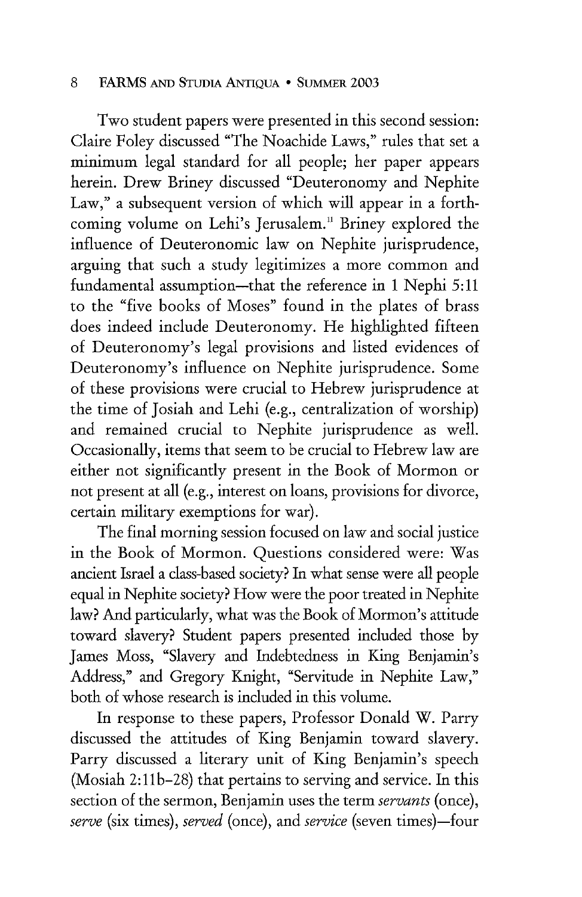Two student papers were presented in this second session: Claire Foley discussed "The Noachide Laws," rules that set a minimum legal standard for all people; her paper appears herein. Drew Briney discussed "Deuteronomy and Nephite Law," a subsequent version of which will appear in a forthcoming volume on Lehi's Jerusalem.[11] Briney explored the influence of Deuteronomic law on Nephite jurisprudence, arguing that such a study legitimizes a more common and fundamental assumption—that the reference in 1 Nephi 5:11 to the "five books of Moses" found in the plates of brass does indeed include Deuteronomy. He highlighted fifteen of Deuteronomy's legal provisions and listed evidences of Deuteronomy's influence on Nephite jurisprudence. Some of these provisions were crucial to Hebrew jurisprudence at the time of Josiah and Lehi (e.g., centralization of worship) and remained crucial to Nephite jurisprudence as well. Occasionally, items that seem to be crucial to Hebrew law are either not significantly present in the Book of Mormon or not present at all (e.g., interest on loans, provisions for divorce, certain military exemptions for war).

The final morning session focused on law and social justice in the Book of Mormon. Questions considered were: Was ancient Israel a class-based society? In what sense were all people equal in Nephite society? How were the poor treated in Nephite law? And particularly, what was the Book of Mormon's attitude toward slavery? Student papers presented included those by James Moss, "Slavery and Indebtedness in King Benjamin's Address," and Gregory Knight, "Servitude in Nephite Law," both of whose research is included in this volume.

In response to these papers, Professor Donald W. Parry discussed the attitudes of King Benjamin toward slavery. Parry discussed a literary unit of King Benjamin's speech (Mosiah 2:11b–28) that pertains to serving and service. In this section of the sermon, Benjamin uses the term *servants* (once), *serve* (six times), *served* (once), and *service* (seven times)—four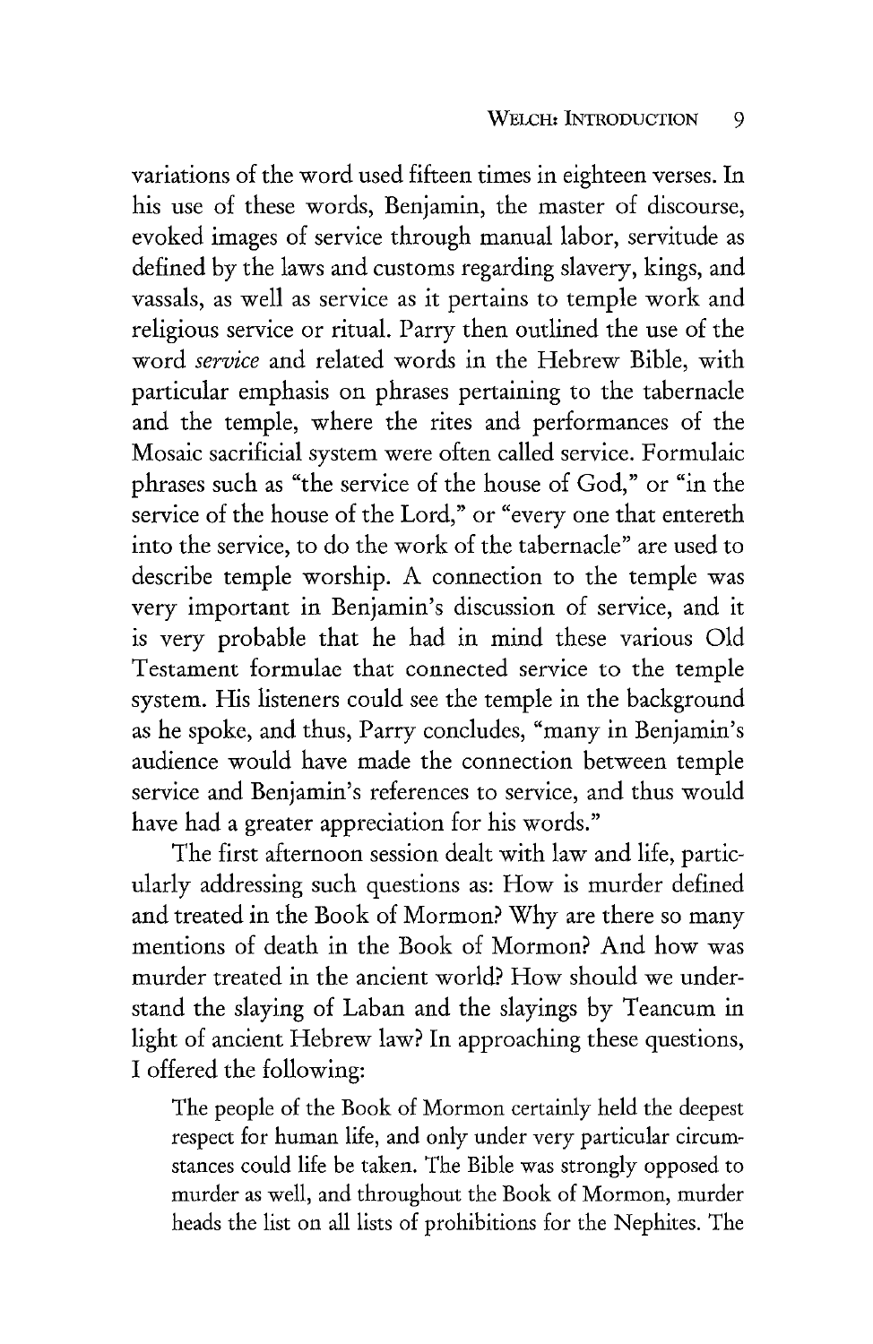variations of the word used fifteen times in eighteen verses. In his use of these words, Benjamin, the master of discourse, evoked images of service through manual labor, servitude as defined by the laws and customs regarding slavery, kings, and vassals, as well as service as it pertains to temple work and religious service or ritual. Parry then outlined the use of the word *service* and related words in the Hebrew Bible, with particular emphasis on phrases pertaining to the tabernacle and the temple, where the rites and performances of the Mosaic sacrificial system were often called service. Formulaic phrases such as "the service of the house of God," or "in the service of the house of the Lord," or "every one that entereth into the service, to do the work of the tabernacle" are used to describe temple worship. A connection to the temple was very important in Benjamin's discussion of service, and it is very probable that he had in mind these various Old Testament formulae that connected service to the temple system. His listeners could see the temple in the background as he spoke, and thus, Parry concludes, "many in Benjamin's audience would have made the connection between temple service and Benjamin's references to service, and thus would have had a greater appreciation for his words."

The first afternoon session dealt with law and life, particularly addressing such questions as: How is murder defined and treated in the Book of Mormon? Why are there so many mentions of death in the Book of Mormon? And how was murder treated in the ancient world? How should we understand the slaying of Laban and the slayings by Teancum in light of ancient Hebrew law? In approaching these questions, I offered the following:

> The people of the Book of Mormon certainly held the deepest respect for human life, and only under very particular circumstances could life be taken. The Bible was strongly opposed to murder as well, and throughout the Book of Mormon, murder heads the list on all lists of prohibitions for the Nephites. The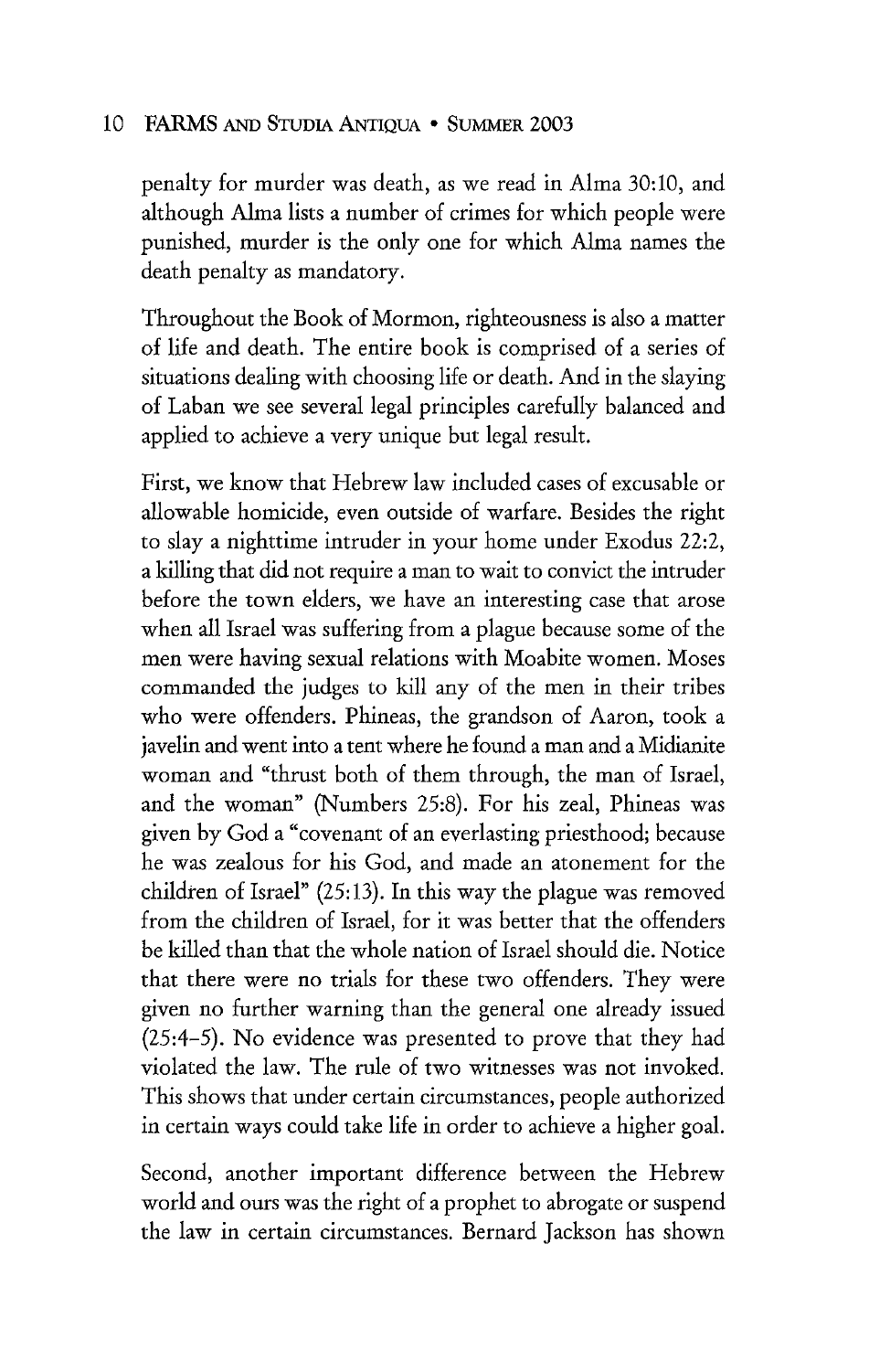penalty for murder was death, as we read in Alma 30:10, and although Alma lists a number of crimes for which people were punished, murder is the only one for which Alma names the death penalty as mandatory.

Throughout the Book of Mormon, righteousness is also a matter of life and death. The entire book is comprised of a series of situations dealing with choosing life or death. And in the slaying of Laban we see several legal principles carefully balanced and applied to achieve a very unique but legal result.

First, we know that Hebrew law included cases of excusable or allowable homicide, even outside of warfare. Besides the right to slay a nighttime intruder in your home under Exodus 22:2, a killing that did not require a man to wait to convict the intruder before the town elders, we have an interesting case that arose when all Israel was suffering from a plague because some of the men were having sexual relations with Moabite women. Moses commanded the judges to kill any of the men in their tribes who were offenders. Phineas, the grandson of Aaron, took a javelin and went into a tent where he found a man and a Midianite woman and "thrust both of them through, the man of Israel, and the woman" (Numbers 25:8). For his zeal, Phineas was given by God a "covenant of an everlasting priesthood; because he was zealous for his God, and made an atonement for the children of Israel" (25:13). In this way the plague was removed from the children of Israel, for it was better that the offenders be killed than that the whole nation of Israel should die. Notice that there were no trials for these two offenders. They were given no further warning than the general one already issued (25:4–5). No evidence was presented to prove that they had violated the law. The rule of two witnesses was not invoked. This shows that under certain circumstances, people authorized in certain ways could take life in order to achieve a higher goal.

Second, another important difference between the Hebrew world and ours was the right of a prophet to abrogate or suspend the law in certain circumstances. Bernard Jackson has shown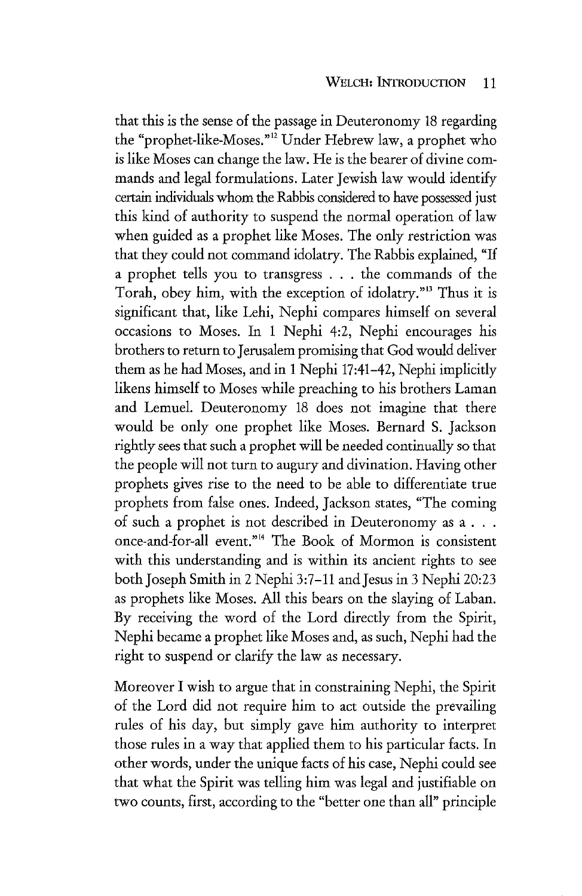that this is the sense of the passage in Deuteronomy 18 regarding the "prophet-like-Moses."[12] Under Hebrew law, a prophet who is like Moses can change the law. He is the bearer of divine commands and legal formulations. Later Jewish law would identify certain individuals whom the Rabbis considered to have possessed just this kind of authority to suspend the normal operation of law when guided as a prophet like Moses. The only restriction was that they could not command idolatry. The Rabbis explained, "If a prophet tells you to transgress . . . the commands of the Torah, obey him, with the exception of idolatry."[13] Thus it is significant that, like Lehi, Nephi compares himself on several occasions to Moses. In 1 Nephi 4:2, Nephi encourages his brothers to return to Jerusalem promising that God would deliver them as he had Moses, and in 1 Nephi 17:41–42, Nephi implicitly likens himself to Moses while preaching to his brothers Laman and Lemuel. Deuteronomy 18 does not imagine that there would be only one prophet like Moses. Bernard S. Jackson rightly sees that such a prophet will be needed continually so that the people will not turn to augury and divination. Having other prophets gives rise to the need to be able to differentiate true prophets from false ones. Indeed, Jackson states, "The coming of such a prophet is not described in Deuteronomy as a . . . once-and-for-all event."[14] The Book of Mormon is consistent with this understanding and is within its ancient rights to see both Joseph Smith in 2 Nephi 3:7–11 and Jesus in 3 Nephi 20:23 as prophets like Moses. All this bears on the slaying of Laban. By receiving the word of the Lord directly from the Spirit, Nephi became a prophet like Moses and, as such, Nephi had the right to suspend or clarify the law as necessary.

Moreover I wish to argue that in constraining Nephi, the Spirit of the Lord did not require him to act outside the prevailing rules of his day, but simply gave him authority to interpret those rules in a way that applied them to his particular facts. In other words, under the unique facts of his case, Nephi could see that what the Spirit was telling him was legal and justifiable on two counts, first, according to the "better one than all" principle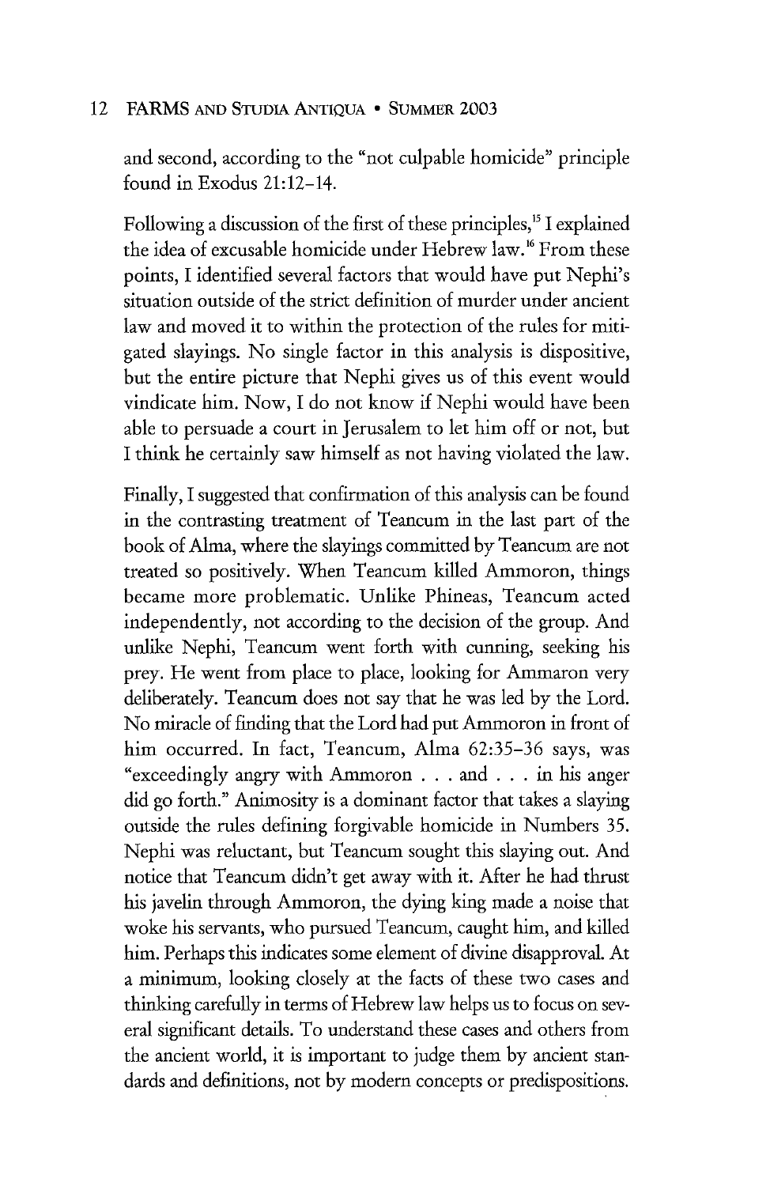and second, according to the "not culpable homicide" principle found in Exodus 21:12–14.

Following a discussion of the first of these principles,[15] I explained the idea of excusable homicide under Hebrew law.[16] From these points, I identified several factors that would have put Nephi's situation outside of the strict definition of murder under ancient law and moved it to within the protection of the rules for mitigated slayings. No single factor in this analysis is dispositive, but the entire picture that Nephi gives us of this event would vindicate him. Now, I do not know if Nephi would have been able to persuade a court in Jerusalem to let him off or not, but I think he certainly saw himself as not having violated the law.

Finally, I suggested that confirmation of this analysis can be found in the contrasting treatment of Teancum in the last part of the book of Alma, where the slayings committed by Teancum are not treated so positively. When Teancum killed Ammoron, things became more problematic. Unlike Phineas, Teancum acted independently, not according to the decision of the group. And unlike Nephi, Teancum went forth with cunning, seeking his prey. He went from place to place, looking for Ammaron very deliberately. Teancum does not say that he was led by the Lord. No miracle of finding that the Lord had put Ammoron in front of him occurred. In fact, Teancum, Alma 62:35–36 says, was "exceedingly angry with Ammoron . . . and . . . in his anger did go forth." Animosity is a dominant factor that takes a slaying outside the rules defining forgivable homicide in Numbers 35. Nephi was reluctant, but Teancum sought this slaying out. And notice that Teancum didn't get away with it. After he had thrust his javelin through Ammoron, the dying king made a noise that woke his servants, who pursued Teancum, caught him, and killed him. Perhaps this indicates some element of divine disapproval. At a minimum, looking closely at the facts of these two cases and thinking carefully in terms of Hebrew law helps us to focus on several significant details. To understand these cases and others from the ancient world, it is important to judge them by ancient standards and definitions, not by modern concepts or predispositions.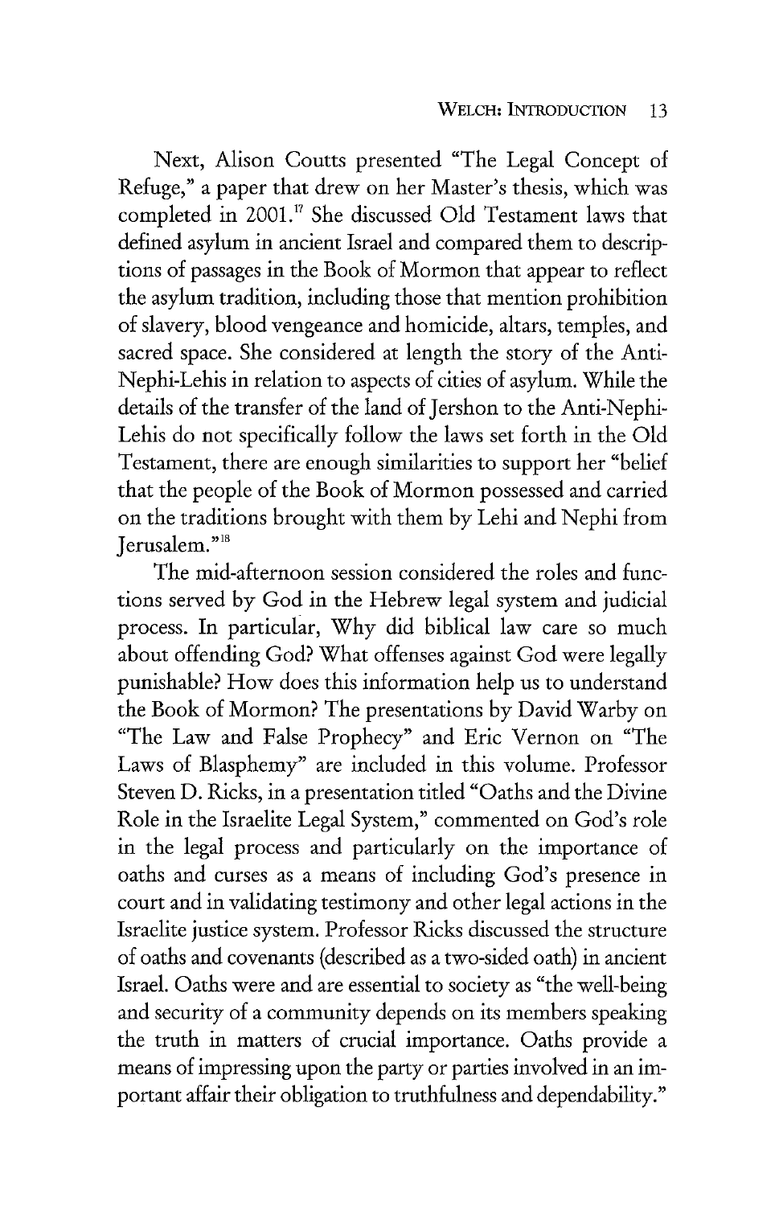Next, Alison Coutts presented "The Legal Concept of Refuge," a paper that drew on her Master's thesis, which was completed in 2001.[17] She discussed Old Testament laws that defined asylum in ancient Israel and compared them to descriptions of passages in the Book of Mormon that appear to reflect the asylum tradition, including those that mention prohibition of slavery, blood vengeance and homicide, altars, temples, and sacred space. She considered at length the story of the Anti-Nephi-Lehis in relation to aspects of cities of asylum. While the details of the transfer of the land of Jershon to the Anti-Nephi-Lehis do not specifically follow the laws set forth in the Old Testament, there are enough similarities to support her "belief that the people of the Book of Mormon possessed and carried on the traditions brought with them by Lehi and Nephi from Jerusalem."[18]

The mid-afternoon session considered the roles and functions served by God in the Hebrew legal system and judicial process. In particular, Why did biblical law care so much about offending God? What offenses against God were legally punishable? How does this information help us to understand the Book of Mormon? The presentations by David Warby on "The Law and False Prophecy" and Eric Vernon on "The Laws of Blasphemy" are included in this volume. Professor Steven D. Ricks, in a presentation titled "Oaths and the Divine Role in the Israelite Legal System," commented on God's role in the legal process and particularly on the importance of oaths and curses as a means of including God's presence in court and in validating testimony and other legal actions in the Israelite justice system. Professor Ricks discussed the structure of oaths and covenants (described as a two-sided oath) in ancient Israel. Oaths were and are essential to society as "the well-being and security of a community depends on its members speaking the truth in matters of crucial importance. Oaths provide a means of impressing upon the party or parties involved in an important affair their obligation to truthfulness and dependability."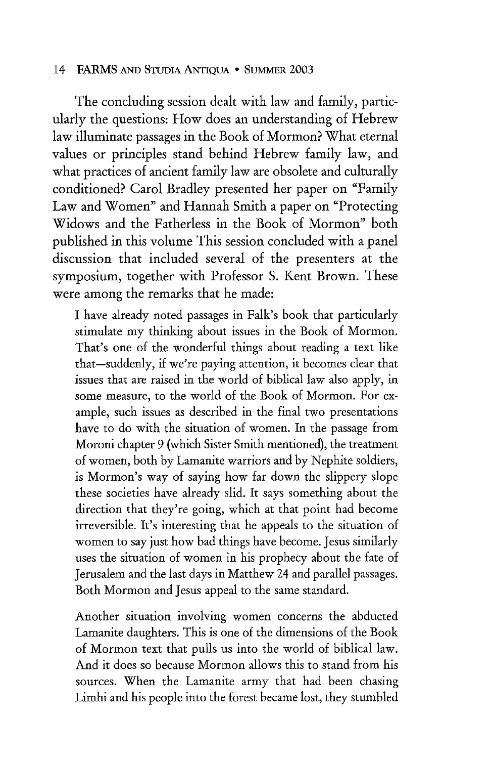The concluding session dealt with law and family, particularly the questions: How does an understanding of Hebrew law illuminate passages in the Book of Mormon? What eternal values or principles stand behind Hebrew family law, and what practices of ancient family law are obsolete and culturally conditioned? Carol Bradley presented her paper on "Family Law and Women" and Hannah Smith a paper on "Protecting Widows and the Fatherless in the Book of Mormon" both published in this volume This session concluded with a panel discussion that included several of the presenters at the symposium, together with Professor S. Kent Brown. These were among the remarks that he made:

> I have already noted passages in Falk's book that particularly stimulate my thinking about issues in the Book of Mormon. That's one of the wonderful things about reading a text like that—suddenly, if we're paying attention, it becomes clear that issues that are raised in the world of biblical law also apply, in some measure, to the world of the Book of Mormon. For example, such issues as described in the final two presentations have to do with the situation of women. In the passage from Moroni chapter 9 (which Sister Smith mentioned), the treatment of women, both by Lamanite warriors and by Nephite soldiers, is Mormon's way of saying how far down the slippery slope these societies have already slid. It says something about the direction that they're going, which at that point had become irreversible. It's interesting that he appeals to the situation of women to say just how bad things have become. Jesus similarly uses the situation of women in his prophecy about the fate of Jerusalem and the last days in Matthew 24 and parallel passages. Both Mormon and Jesus appeal to the same standard.
>
> Another situation involving women concerns the abducted Lamanite daughters. This is one of the dimensions of the Book of Mormon text that pulls us into the world of biblical law. And it does so because Mormon allows this to stand from his sources. When the Lamanite army that had been chasing Limhi and his people into the forest became lost, they stumbled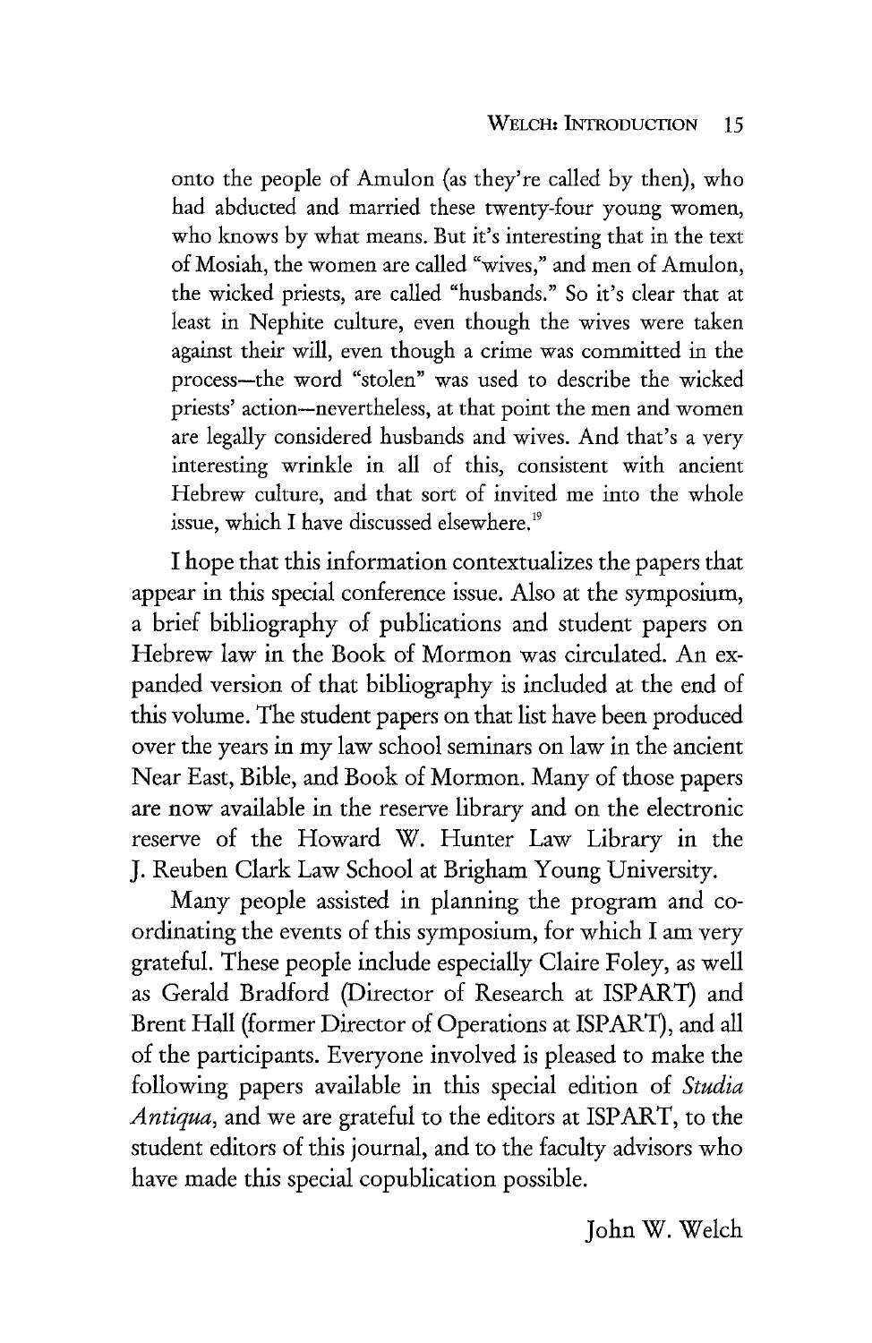onto the people of Amulon (as they're called by then), who had abducted and married these twenty-four young women, who knows by what means. But it's interesting that in the text of Mosiah, the women are called "wives," and men of Amulon, the wicked priests, are called "husbands." So it's clear that at least in Nephite culture, even though the wives were taken against their will, even though a crime was committed in the process—the word "stolen" was used to describe the wicked priests' action—nevertheless, at that point the men and women are legally considered husbands and wives. And that's a very interesting wrinkle in all of this, consistent with ancient Hebrew culture, and that sort of invited me into the whole issue, which I have discussed elsewhere.[19]

I hope that this information contextualizes the papers that appear in this special conference issue. Also at the symposium, a brief bibliography of publications and student papers on Hebrew law in the Book of Mormon was circulated. An expanded version of that bibliography is included at the end of this volume. The student papers on that list have been produced over the years in my law school seminars on law in the ancient Near East, Bible, and Book of Mormon. Many of those papers are now available in the reserve library and on the electronic reserve of the Howard W. Hunter Law Library in the J. Reuben Clark Law School at Brigham Young University.

Many people assisted in planning the program and coordinating the events of this symposium, for which I am very grateful. These people include especially Claire Foley, as well as Gerald Bradford (Director of Research at ISPART) and Brent Hall (former Director of Operations at ISPART), and all of the participants. Everyone involved is pleased to make the following papers available in this special edition of *Studia Antiqua*, and we are grateful to the editors at ISPART, to the student editors of this journal, and to the faculty advisors who have made this special copublication possible.

John W. Welch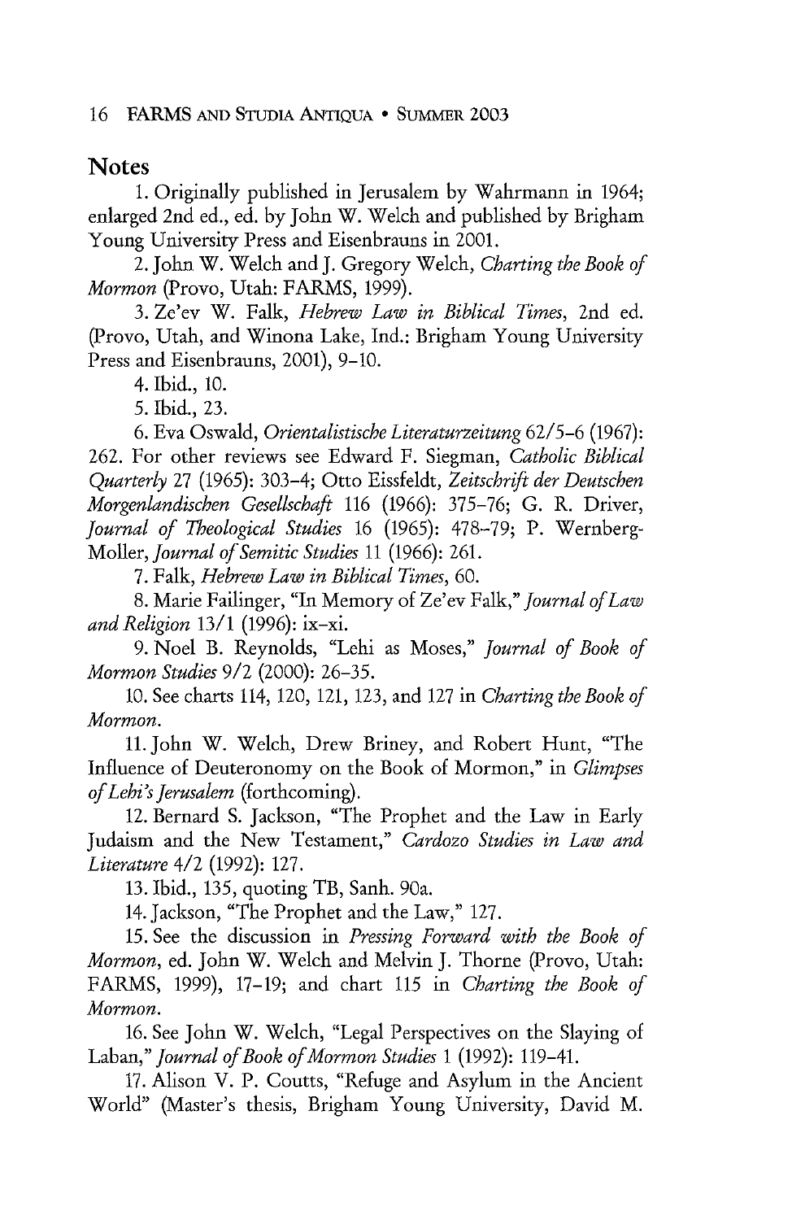## Notes

1. Originally published in Jerusalem by Wahrmann in 1964; enlarged 2nd ed., ed. by John W. Welch and published by Brigham Young University Press and Eisenbrauns in 2001.

2. John W. Welch and J. Gregory Welch, *Charting the Book of Mormon* (Provo, Utah: FARMS, 1999).

3. Ze'ev W. Falk, *Hebrew Law in Biblical Times*, 2nd ed. (Provo, Utah, and Winona Lake, Ind.: Brigham Young University Press and Eisenbrauns, 2001), 9–10.

4. Ibid., 10.

5. Ibid., 23.

6. Eva Oswald, *Orientalistische Literaturzeitung* 62/5–6 (1967): 262. For other reviews see Edward F. Siegman, *Catholic Biblical Quarterly* 27 (1965): 303–4; Otto Eissfeldt, *Zeitschrift der Deutschen Morgenlandischen Gesellschaft* 116 (1966): 375–76; G. R. Driver, *Journal of Theological Studies* 16 (1965): 478–79; P. Wernberg-Moller, *Journal of Semitic Studies* 11 (1966): 261.

7. Falk, *Hebrew Law in Biblical Times*, 60.

8. Marie Failinger, "In Memory of Ze'ev Falk," *Journal of Law and Religion* 13/1 (1996): ix–xi.

9. Noel B. Reynolds, "Lehi as Moses," *Journal of Book of Mormon Studies* 9/2 (2000): 26–35.

10. See charts 114, 120, 121, 123, and 127 in *Charting the Book of Mormon*.

11. John W. Welch, Drew Briney, and Robert Hunt, "The Influence of Deuteronomy on the Book of Mormon," in *Glimpses of Lehi's Jerusalem* (forthcoming).

12. Bernard S. Jackson, "The Prophet and the Law in Early Judaism and the New Testament," *Cardozo Studies in Law and Literature* 4/2 (1992): 127.

13. Ibid., 135, quoting TB, Sanh. 90a.

14. Jackson, "The Prophet and the Law," 127.

15. See the discussion in *Pressing Forward with the Book of Mormon*, ed. John W. Welch and Melvin J. Thorne (Provo, Utah: FARMS, 1999), 17–19; and chart 115 in *Charting the Book of Mormon*.

16. See John W. Welch, "Legal Perspectives on the Slaying of Laban," *Journal of Book of Mormon Studies* 1 (1992): 119–41.

17. Alison V. P. Coutts, "Refuge and Asylum in the Ancient World" (Master's thesis, Brigham Young University, David M.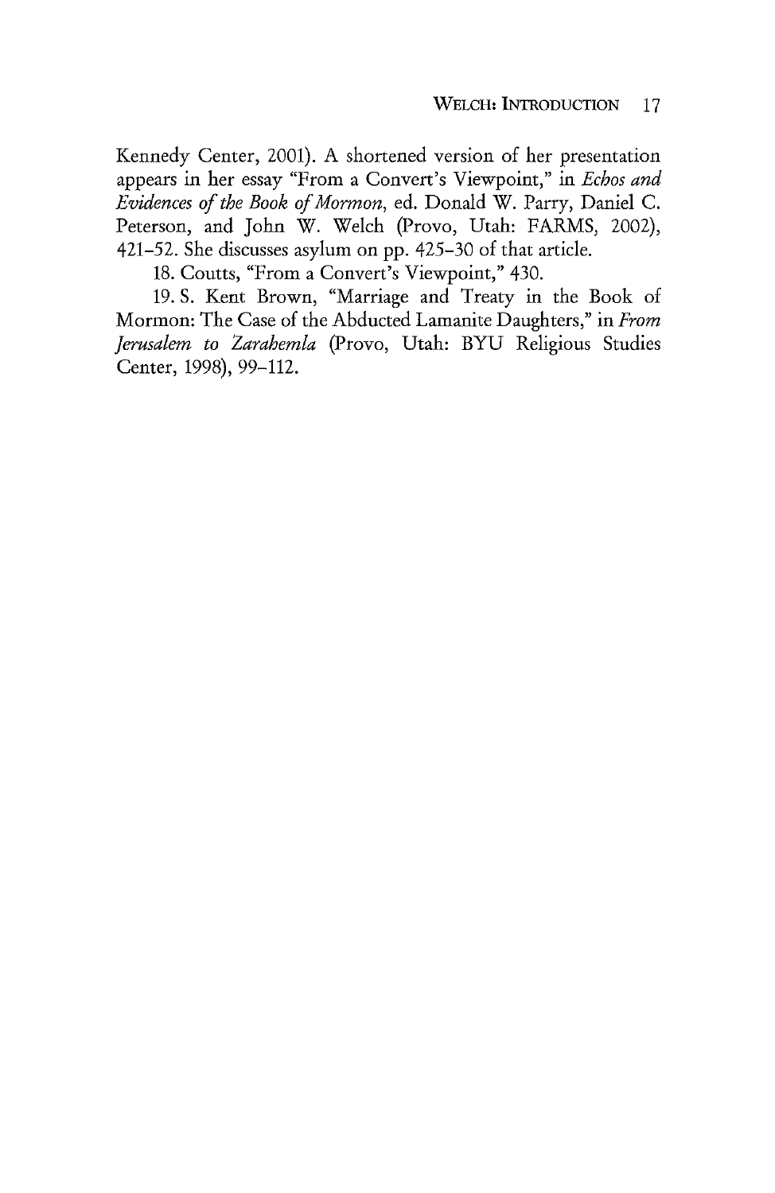Kennedy Center, 2001). A shortened version of her presentation appears in her essay "From a Convert's Viewpoint," in *Echos and Evidences of the Book of Mormon*, ed. Donald W. Parry, Daniel C. Peterson, and John W. Welch (Provo, Utah: FARMS, 2002), 421–52. She discusses asylum on pp. 425–30 of that article.

18. Coutts, "From a Convert's Viewpoint," 430.

19. S. Kent Brown, "Marriage and Treaty in the Book of Mormon: The Case of the Abducted Lamanite Daughters," in *From Jerusalem to Zarahemla* (Provo, Utah: BYU Religious Studies Center, 1998), 99–112.